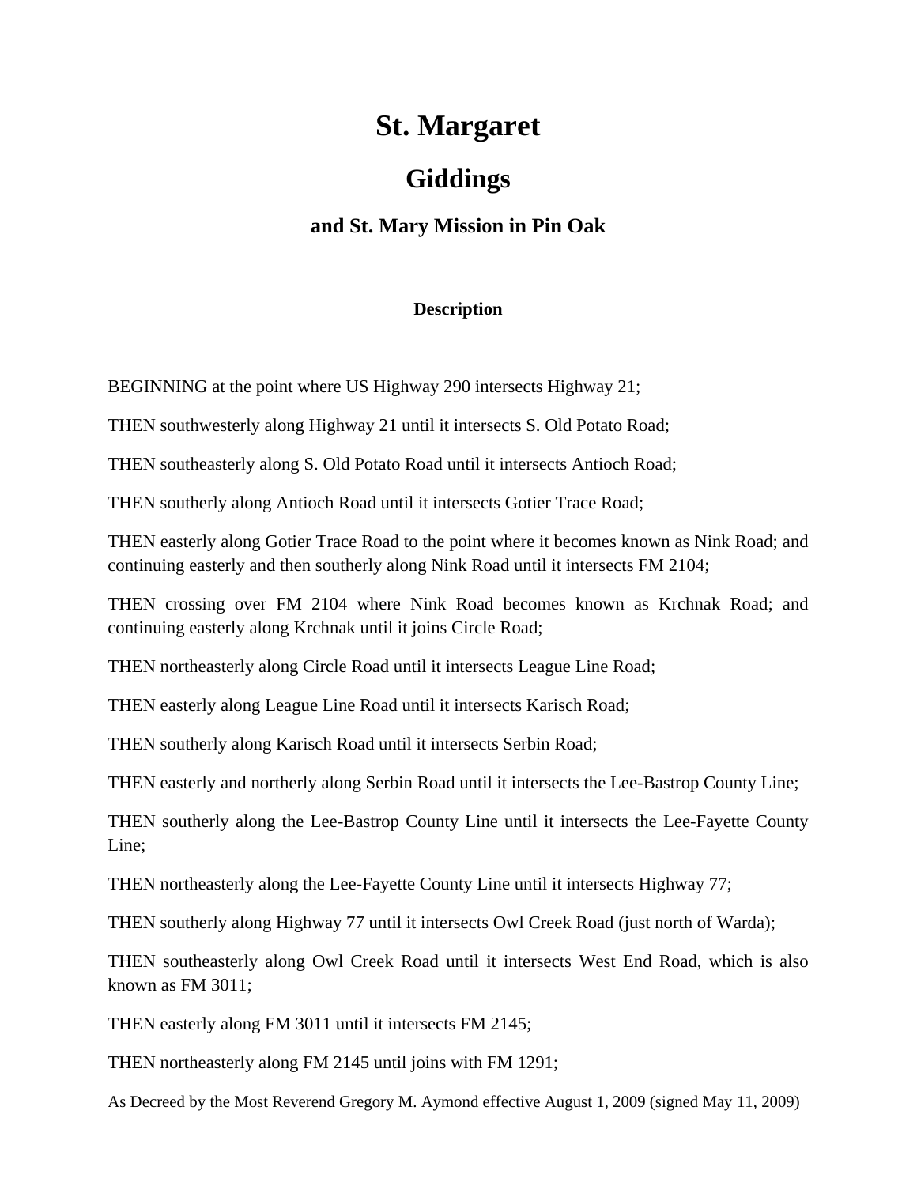# St. Margaret

## Giddings

### and St. Mary Mission in Pin Oak

**Description**

BEGINNING at the point where US Highway 290 intersects Highway 21;

THEN southwesterly along Highway 21 until it intersects S. Old Potato Road;

THEN southeasterly along S. Old Potato Road until it intersects Antioch Road;

THEN southerly along Antioch Road until it intersects Gotier Trace Road;

THEN easterly along Gotier Trace Road to the point where it becomes known as Nink Road; and continuing easterly and then southerly along Nink Road until it intersects FM 2104;

THEN crossing over FM 2104 where Nink Road becomes known as Krchnak Road; and continuing easterly along Krchnak until it joins Circle Road;

THEN northeasterly along Circle Road until it intersects League Line Road;

THEN easterly along League Line Road until it intersects Karisch Road;

THEN southerly along Karisch Road until it intersects Serbin Road;

THEN easterly and northerly along Serbin Road until it intersects the Lee-Bastrop County Line;

THEN southerly along the Lee-Bastrop County Line until it intersects the Lee-Fayette County Line;

THEN northeasterly along the Lee-Fayette County Line until it intersects Highway 77;

THEN southerly along Highway 77 until it intersects Owl Creek Road (just north of Warda);

THEN southeasterly along Owl Creek Road until it intersects West End Road, which is also known as FM 3011;

THEN easterly along FM 3011 until it intersects FM 2145;

THEN northeasterly along FM 2145 until joins with FM 1291;

As Decreed by the Most Reverend Gregory M. Aymond effective August 1, 2009 (signed May 11, 2009)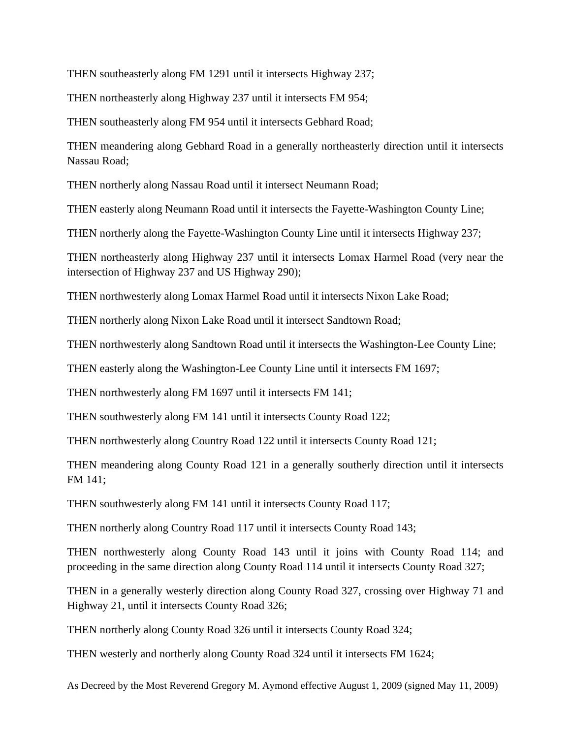THEN southeasterly along FM 1291 until it intersects Highway 237;

THEN northeasterly along Highway 237 until it intersects FM 954;

THEN southeasterly along FM 954 until it intersects Gebhard Road;

THEN meandering along Gebhard Road in a generally northeasterly direction until it intersects Nassau Road;

THEN northerly along Nassau Road until it intersect Neumann Road;

THEN easterly along Neumann Road until it intersects the Fayette-Washington County Line;

THEN northerly along the Fayette-Washington County Line until it intersects Highway 237;

THEN northeasterly along Highway 237 until it intersects Lomax Harmel Road (very near the intersection of Highway 237 and US Highway 290);

THEN northwesterly along Lomax Harmel Road until it intersects Nixon Lake Road;

THEN northerly along Nixon Lake Road until it intersect Sandtown Road;

THEN northwesterly along Sandtown Road until it intersects the Washington-Lee County Line;

THEN easterly along the Washington-Lee County Line until it intersects FM 1697;

THEN northwesterly along FM 1697 until it intersects FM 141;

THEN southwesterly along FM 141 until it intersects County Road 122;

THEN northwesterly along Country Road 122 until it intersects County Road 121;

THEN meandering along County Road 121 in a generally southerly direction until it intersects FM 141;

THEN southwesterly along FM 141 until it intersects County Road 117;

THEN northerly along Country Road 117 until it intersects County Road 143;

THEN northwesterly along County Road 143 until it joins with County Road 114; and proceeding in the same direction along County Road 114 until it intersects County Road 327;

THEN in a generally westerly direction along County Road 327, crossing over Highway 71 and Highway 21, until it intersects County Road 326;

THEN northerly along County Road 326 until it intersects County Road 324;

THEN westerly and northerly along County Road 324 until it intersects FM 1624;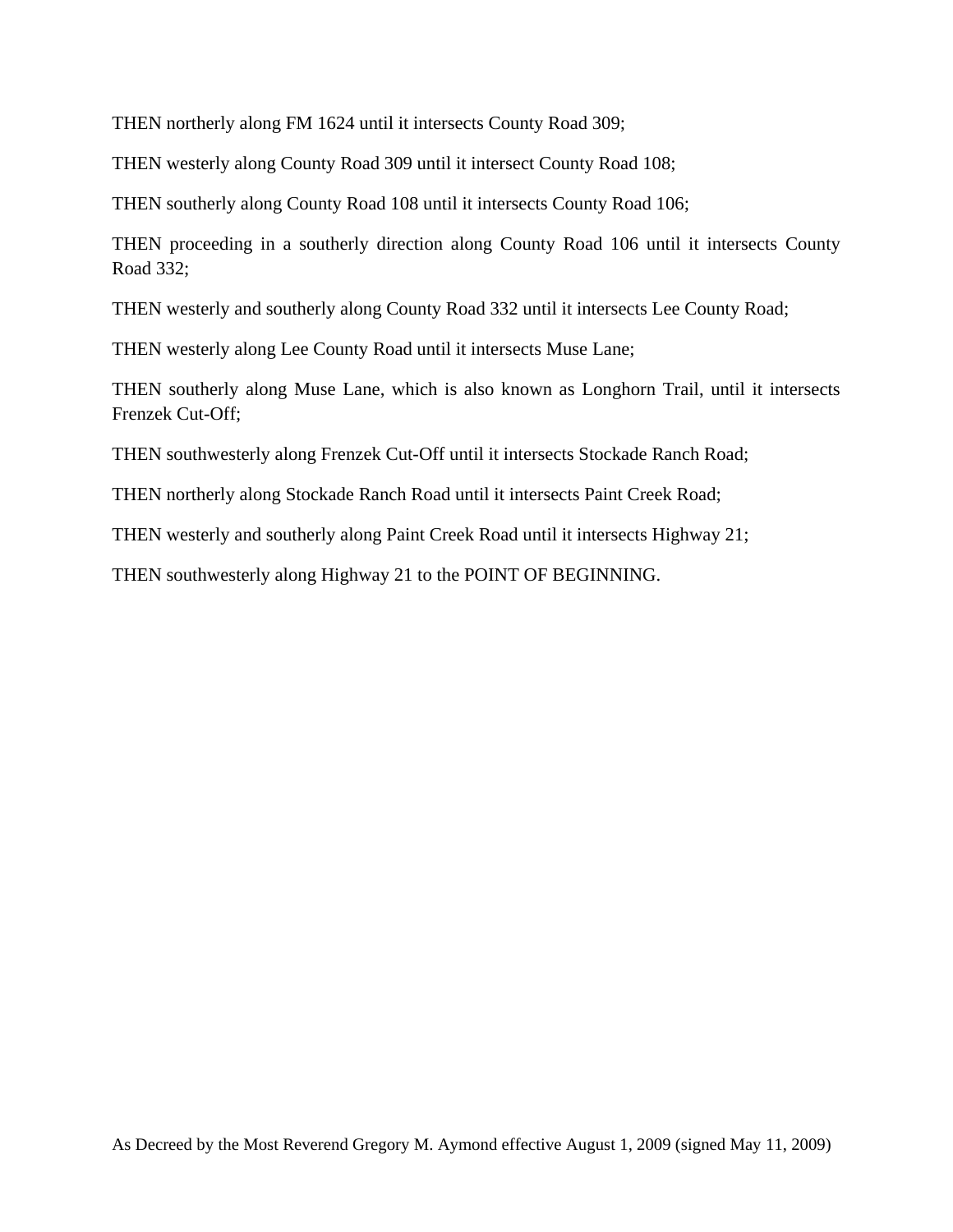THEN northerly along FM 1624 until it intersects County Road 309;

THEN westerly along County Road 309 until it intersect County Road 108;

THEN southerly along County Road 108 until it intersects County Road 106;

THEN proceeding in a southerly direction along County Road 106 until it intersects County Road 332;

THEN westerly and southerly along County Road 332 until it intersects Lee County Road;

THEN westerly along Lee County Road until it intersects Muse Lane;

THEN southerly along Muse Lane, which is also known as Longhorn Trail, until it intersects Frenzek Cut-Off;

THEN southwesterly along Frenzek Cut-Off until it intersects Stockade Ranch Road;

THEN northerly along Stockade Ranch Road until it intersects Paint Creek Road;

THEN westerly and southerly along Paint Creek Road until it intersects Highway 21;

THEN southwesterly along Highway 21 to the POINT OF BEGINNING.

As Decreed by the Most Reverend Gregory M. Aymond effective August 1, 2009 (signed May 11, 2009)